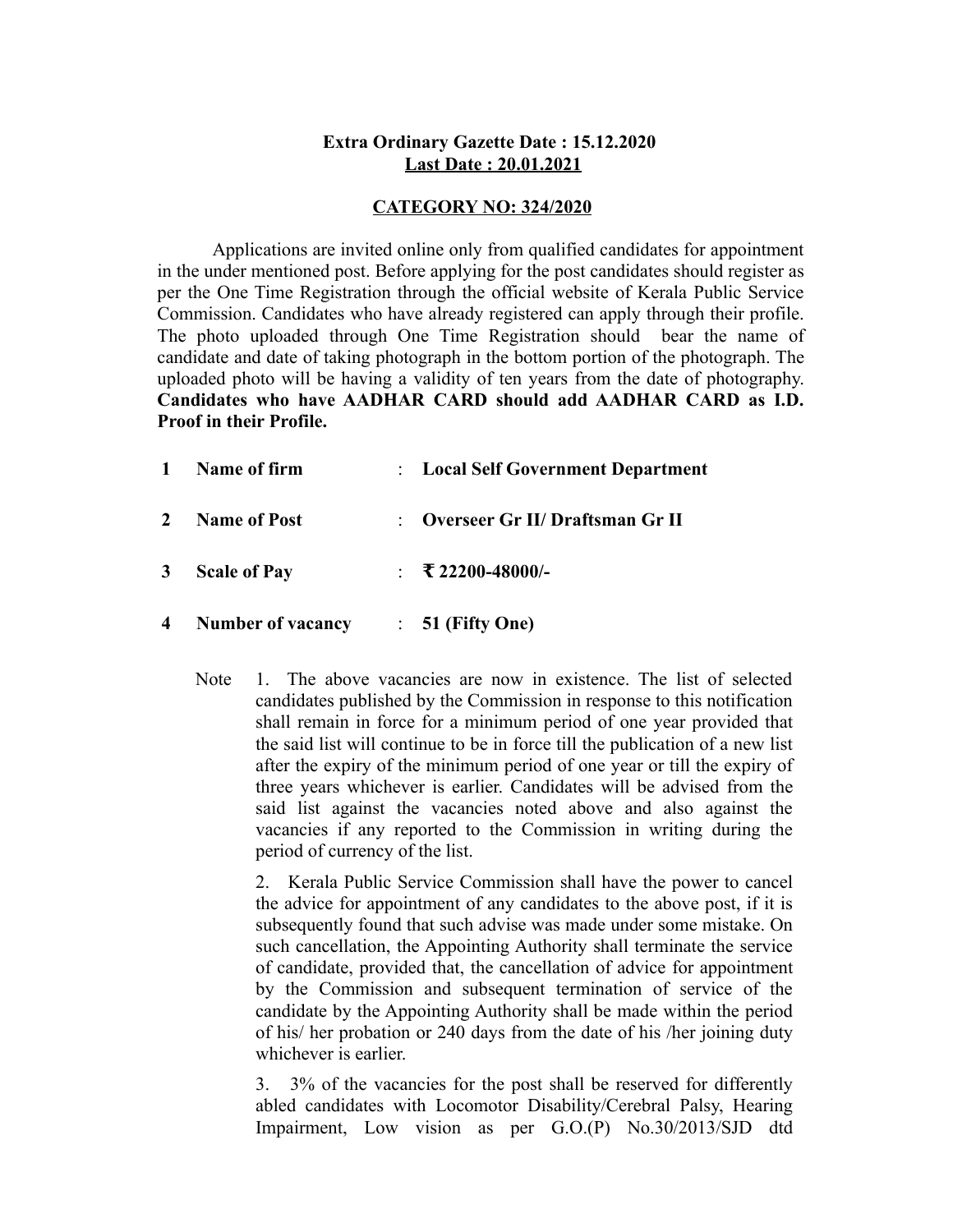**Extra Ordinary Gazette Date : 15.12.2020**
**Last Date : 20.01.2021**

**CATEGORY NO: 324/2020**

Applications are invited online only from qualified candidates for appointment in the under mentioned post. Before applying for the post candidates should register as per the One Time Registration through the official website of Kerala Public Service Commission. Candidates who have already registered can apply through their profile. The photo uploaded through One Time Registration should bear the name of candidate and date of taking photograph in the bottom portion of the photograph. The uploaded photo will be having a validity of ten years from the date of photography. **Candidates who have AADHAR CARD should add AADHAR CARD as I.D. Proof in their Profile.**

| | | | |
|---|---|---|---|
| **1** | **Name of firm** | : | **Local Self Government Department** |
| **2** | **Name of Post** | : | **Overseer Gr II/ Draftsman Gr II** |
| **3** | **Scale of Pay** | : | **₹ 22200-48000/-** |
| **4** | **Number of vacancy** | : | **51 (Fifty One)** |

Note 1. The above vacancies are now in existence. The list of selected candidates published by the Commission in response to this notification shall remain in force for a minimum period of one year provided that the said list will continue to be in force till the publication of a new list after the expiry of the minimum period of one year or till the expiry of three years whichever is earlier. Candidates will be advised from the said list against the vacancies noted above and also against the vacancies if any reported to the Commission in writing during the period of currency of the list.

2. Kerala Public Service Commission shall have the power to cancel the advice for appointment of any candidates to the above post, if it is subsequently found that such advise was made under some mistake. On such cancellation, the Appointing Authority shall terminate the service of candidate, provided that, the cancellation of advice for appointment by the Commission and subsequent termination of service of the candidate by the Appointing Authority shall be made within the period of his/ her probation or 240 days from the date of his /her joining duty whichever is earlier.

3. 3% of the vacancies for the post shall be reserved for differently abled candidates with Locomotor Disability/Cerebral Palsy, Hearing Impairment, Low vision as per G.O.(P) No.30/2013/SJD dtd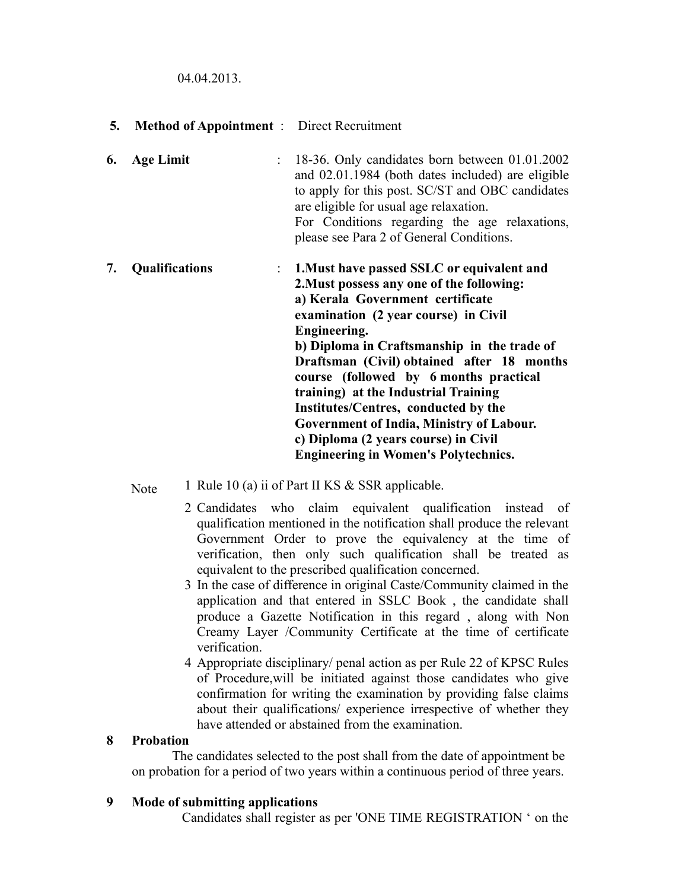04.04.2013.

**5. Method of Appointment** : Direct Recruitment

**6. Age Limit** : 18-36. Only candidates born between 01.01.2002 and 02.01.1984 (both dates included) are eligible to apply for this post. SC/ST and OBC candidates are eligible for usual age relaxation.
For Conditions regarding the age relaxations, please see Para 2 of General Conditions.

**7. Qualifications** : **1.Must have passed SSLC or equivalent and**
**2.Must possess any one of the following:**
**a) Kerala Government certificate examination (2 year course) in Civil Engineering.**
**b) Diploma in Craftsmanship in the trade of Draftsman (Civil) obtained after 18 months course (followed by 6 months practical training) at the Industrial Training Institutes/Centres, conducted by the Government of India, Ministry of Labour.**
**c) Diploma (2 years course) in Civil Engineering in Women's Polytechnics.**

Note

1. Rule 10 (a) ii of Part II KS & SSR applicable.
2. Candidates who claim equivalent qualification instead of qualification mentioned in the notification shall produce the relevant Government Order to prove the equivalency at the time of verification, then only such qualification shall be treated as equivalent to the prescribed qualification concerned.
3. In the case of difference in original Caste/Community claimed in the application and that entered in SSLC Book , the candidate shall produce a Gazette Notification in this regard , along with Non Creamy Layer /Community Certificate at the time of certificate verification.
4. Appropriate disciplinary/ penal action as per Rule 22 of KPSC Rules of Procedure,will be initiated against those candidates who give confirmation for writing the examination by providing false claims about their qualifications/ experience irrespective of whether they have attended or abstained from the examination.

**8 Probation**

The candidates selected to the post shall from the date of appointment be on probation for a period of two years within a continuous period of three years.

**9 Mode of submitting applications**

Candidates shall register as per 'ONE TIME REGISTRATION ‘ on the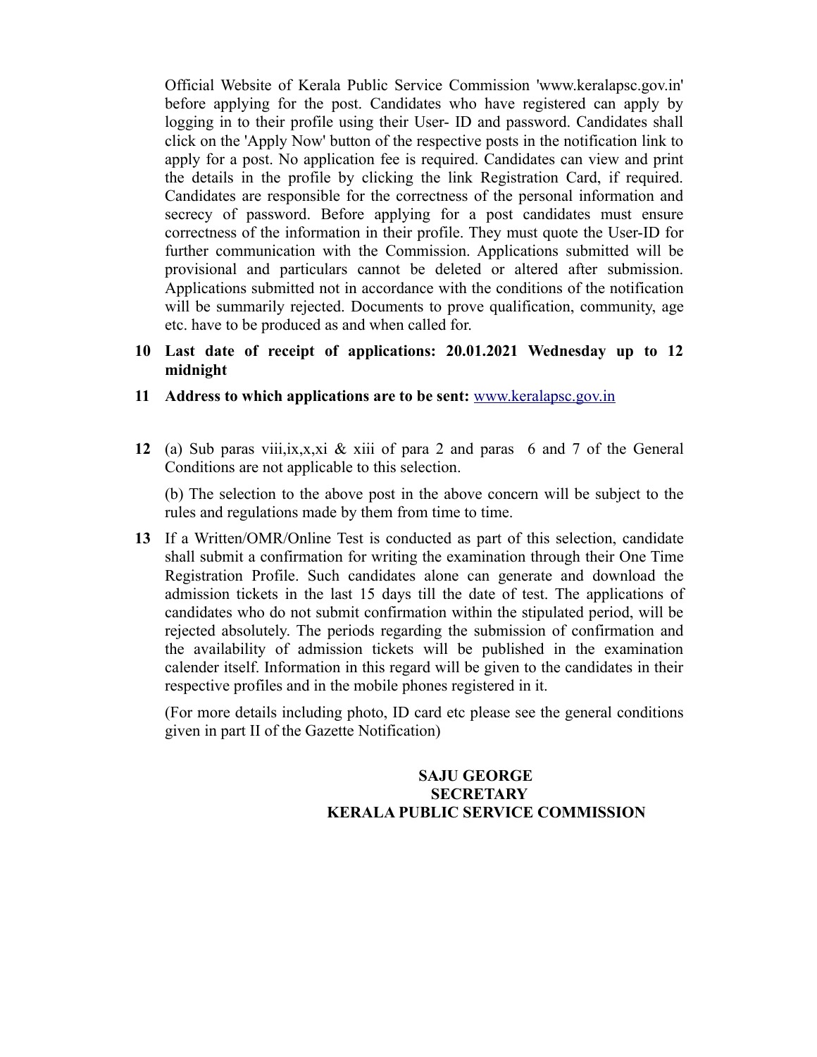Official Website of Kerala Public Service Commission 'www.keralapsc.gov.in' before applying for the post. Candidates who have registered can apply by logging in to their profile using their User- ID and password. Candidates shall click on the 'Apply Now' button of the respective posts in the notification link to apply for a post. No application fee is required. Candidates can view and print the details in the profile by clicking the link Registration Card, if required. Candidates are responsible for the correctness of the personal information and secrecy of password. Before applying for a post candidates must ensure correctness of the information in their profile. They must quote the User-ID for further communication with the Commission. Applications submitted will be provisional and particulars cannot be deleted or altered after submission. Applications submitted not in accordance with the conditions of the notification will be summarily rejected. Documents to prove qualification, community, age etc. have to be produced as and when called for.

**10 Last date of receipt of applications: 20.01.2021 Wednesday up to 12 midnight**

**11 Address to which applications are to be sent:** www.keralapsc.gov.in

**12** (a) Sub paras viii,ix,x,xi & xiii of para 2 and paras 6 and 7 of the General Conditions are not applicable to this selection.

(b) The selection to the above post in the above concern will be subject to the rules and regulations made by them from time to time.

**13** If a Written/OMR/Online Test is conducted as part of this selection, candidate shall submit a confirmation for writing the examination through their One Time Registration Profile. Such candidates alone can generate and download the admission tickets in the last 15 days till the date of test. The applications of candidates who do not submit confirmation within the stipulated period, will be rejected absolutely. The periods regarding the submission of confirmation and the availability of admission tickets will be published in the examination calender itself. Information in this regard will be given to the candidates in their respective profiles and in the mobile phones registered in it.

(For more details including photo, ID card etc please see the general conditions given in part II of the Gazette Notification)

**SAJU GEORGE**
**SECRETARY**
**KERALA PUBLIC SERVICE COMMISSION**